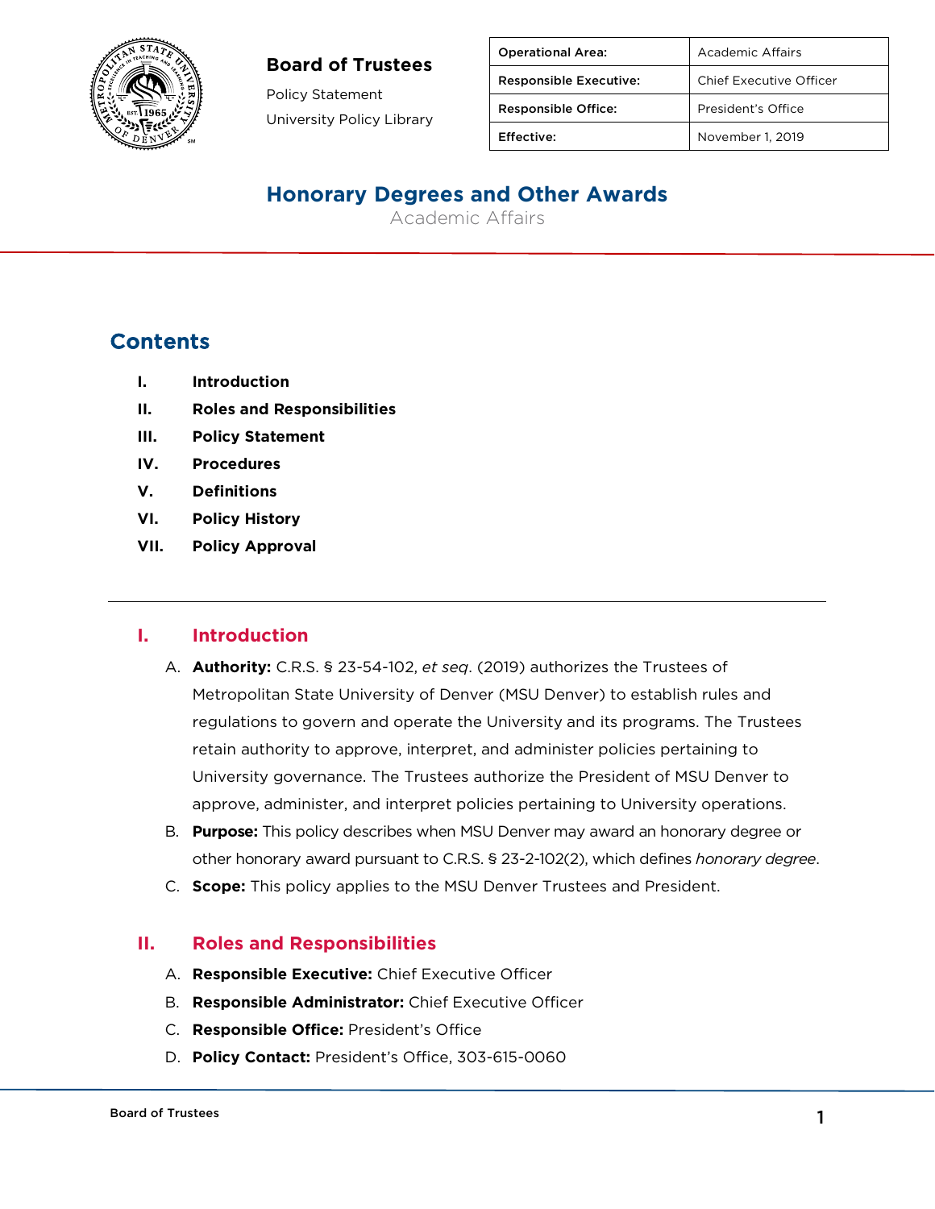**Board of Trustees**

Policy Statement

University Policy Library

| Operational Area: | Academic Affairs |
| --- | --- |
| Responsible Executive: | Chief Executive Officer |
| Responsible Office: | President's Office |
| Effective: | November 1, 2019 |

# Honorary Degrees and Other Awards

Academic Affairs

## Contents

- I. Introduction
- II. Roles and Responsibilities
- III. Policy Statement
- IV. Procedures
- V. Definitions
- VI. Policy History
- VII. Policy Approval

---

## I. Introduction

A. **Authority:** C.R.S. § 23-54-102, *et seq*. (2019) authorizes the Trustees of Metropolitan State University of Denver (MSU Denver) to establish rules and regulations to govern and operate the University and its programs. The Trustees retain authority to approve, interpret, and administer policies pertaining to University governance. The Trustees authorize the President of MSU Denver to approve, administer, and interpret policies pertaining to University operations.

B. **Purpose:** This policy describes when MSU Denver may award an honorary degree or other honorary award pursuant to C.R.S. § 23-2-102(2), which defines *honorary degree*.

C. **Scope:** This policy applies to the MSU Denver Trustees and President.

## II. Roles and Responsibilities

A. **Responsible Executive:** Chief Executive Officer

B. **Responsible Administrator:** Chief Executive Officer

C. **Responsible Office:** President's Office

D. **Policy Contact:** President's Office, 303-615-0060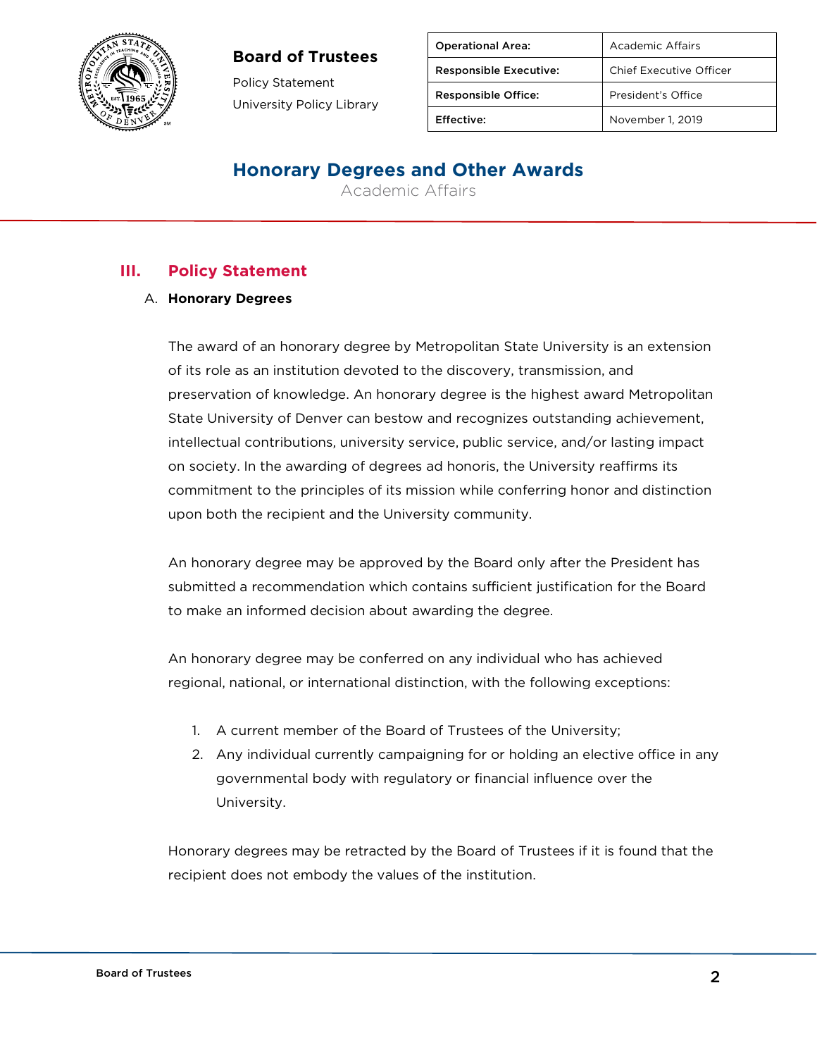**Board of Trustees**

Policy Statement

University Policy Library

| Operational Area: | Academic Affairs |
|---|---|
| Responsible Executive: | Chief Executive Officer |
| Responsible Office: | President's Office |
| Effective: | November 1, 2019 |

# Honorary Degrees and Other Awards

Academic Affairs

## III. Policy Statement

### A. Honorary Degrees

The award of an honorary degree by Metropolitan State University is an extension of its role as an institution devoted to the discovery, transmission, and preservation of knowledge. An honorary degree is the highest award Metropolitan State University of Denver can bestow and recognizes outstanding achievement, intellectual contributions, university service, public service, and/or lasting impact on society. In the awarding of degrees ad honoris, the University reaffirms its commitment to the principles of its mission while conferring honor and distinction upon both the recipient and the University community.

An honorary degree may be approved by the Board only after the President has submitted a recommendation which contains sufficient justification for the Board to make an informed decision about awarding the degree.

An honorary degree may be conferred on any individual who has achieved regional, national, or international distinction, with the following exceptions:

1. A current member of the Board of Trustees of the University;
2. Any individual currently campaigning for or holding an elective office in any governmental body with regulatory or financial influence over the University.

Honorary degrees may be retracted by the Board of Trustees if it is found that the recipient does not embody the values of the institution.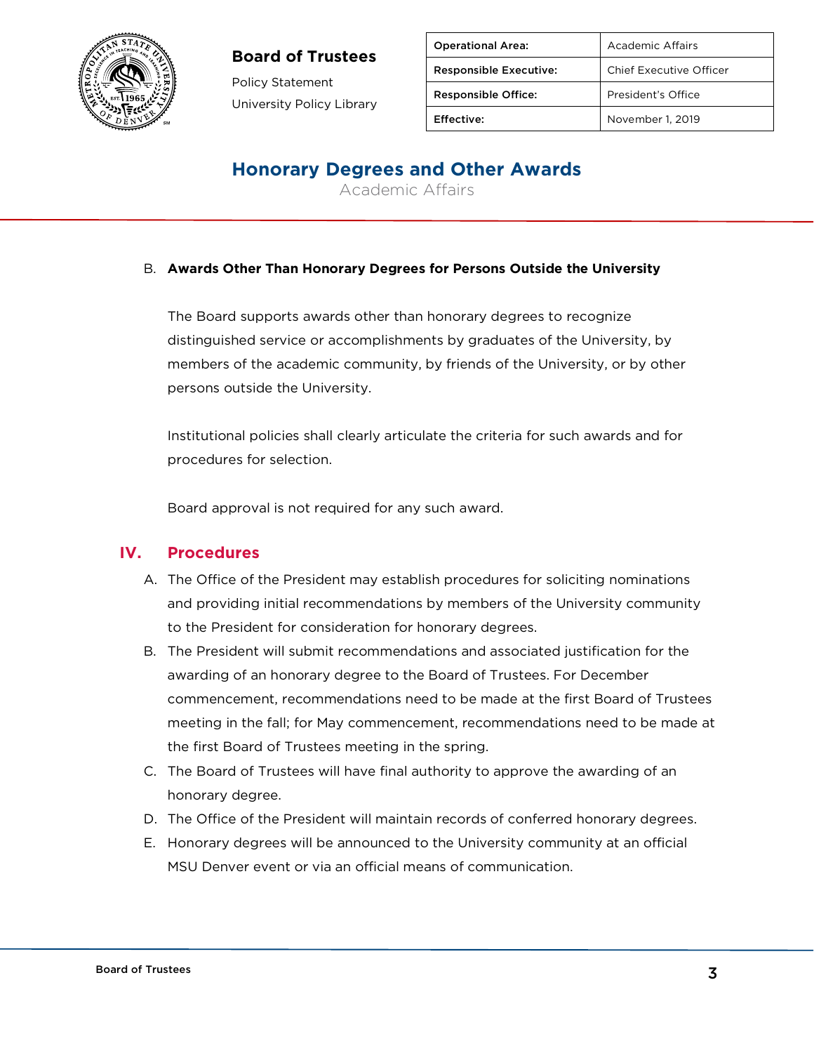B. **Awards Other Than Honorary Degrees for Persons Outside the University**

The Board supports awards other than honorary degrees to recognize distinguished service or accomplishments by graduates of the University, by members of the academic community, by friends of the University, or by other persons outside the University.

Institutional policies shall clearly articulate the criteria for such awards and for procedures for selection.

Board approval is not required for any such award.

## IV. Procedures

A. The Office of the President may establish procedures for soliciting nominations and providing initial recommendations by members of the University community to the President for consideration for honorary degrees.

B. The President will submit recommendations and associated justification for the awarding of an honorary degree to the Board of Trustees. For December commencement, recommendations need to be made at the first Board of Trustees meeting in the fall; for May commencement, recommendations need to be made at the first Board of Trustees meeting in the spring.

C. The Board of Trustees will have final authority to approve the awarding of an honorary degree.

D. The Office of the President will maintain records of conferred honorary degrees.

E. Honorary degrees will be announced to the University community at an official MSU Denver event or via an official means of communication.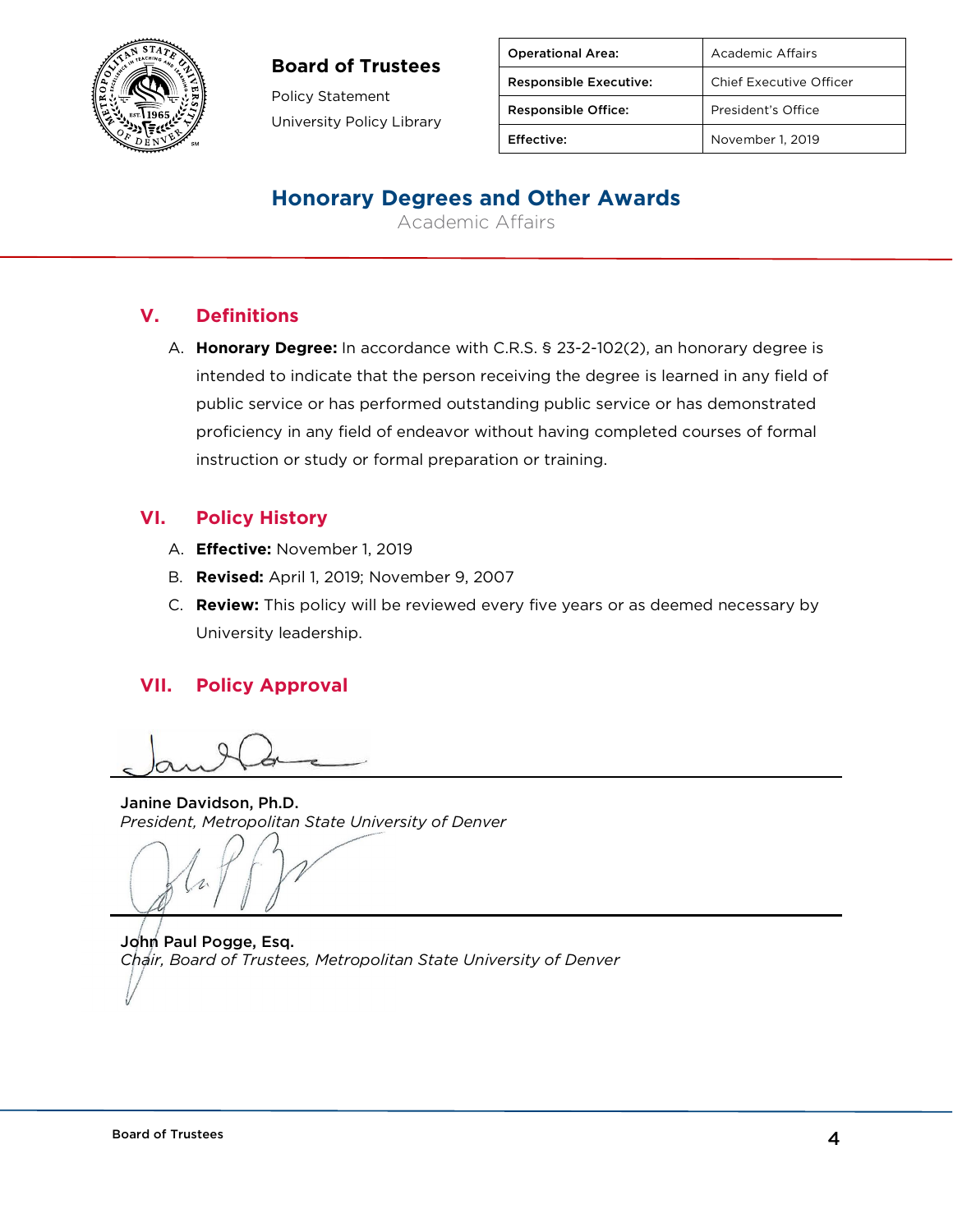**Board of Trustees**

Policy Statement

University Policy Library

| | |
|---|---|
| **Operational Area:** | Academic Affairs |
| **Responsible Executive:** | Chief Executive Officer |
| **Responsible Office:** | President's Office |
| **Effective:** | November 1, 2019 |

# Honorary Degrees and Other Awards

Academic Affairs

## V. Definitions

A. **Honorary Degree:** In accordance with C.R.S. § 23-2-102(2), an honorary degree is intended to indicate that the person receiving the degree is learned in any field of public service or has performed outstanding public service or has demonstrated proficiency in any field of endeavor without having completed courses of formal instruction or study or formal preparation or training.

## VI. Policy History

A. **Effective:** November 1, 2019

B. **Revised:** April 1, 2019; November 9, 2007

C. **Review:** This policy will be reviewed every five years or as deemed necessary by University leadership.

## VII. Policy Approval

**Janine Davidson, Ph.D.**
*President, Metropolitan State University of Denver*

**John Paul Pogge, Esq.**
*Chair, Board of Trustees, Metropolitan State University of Denver*